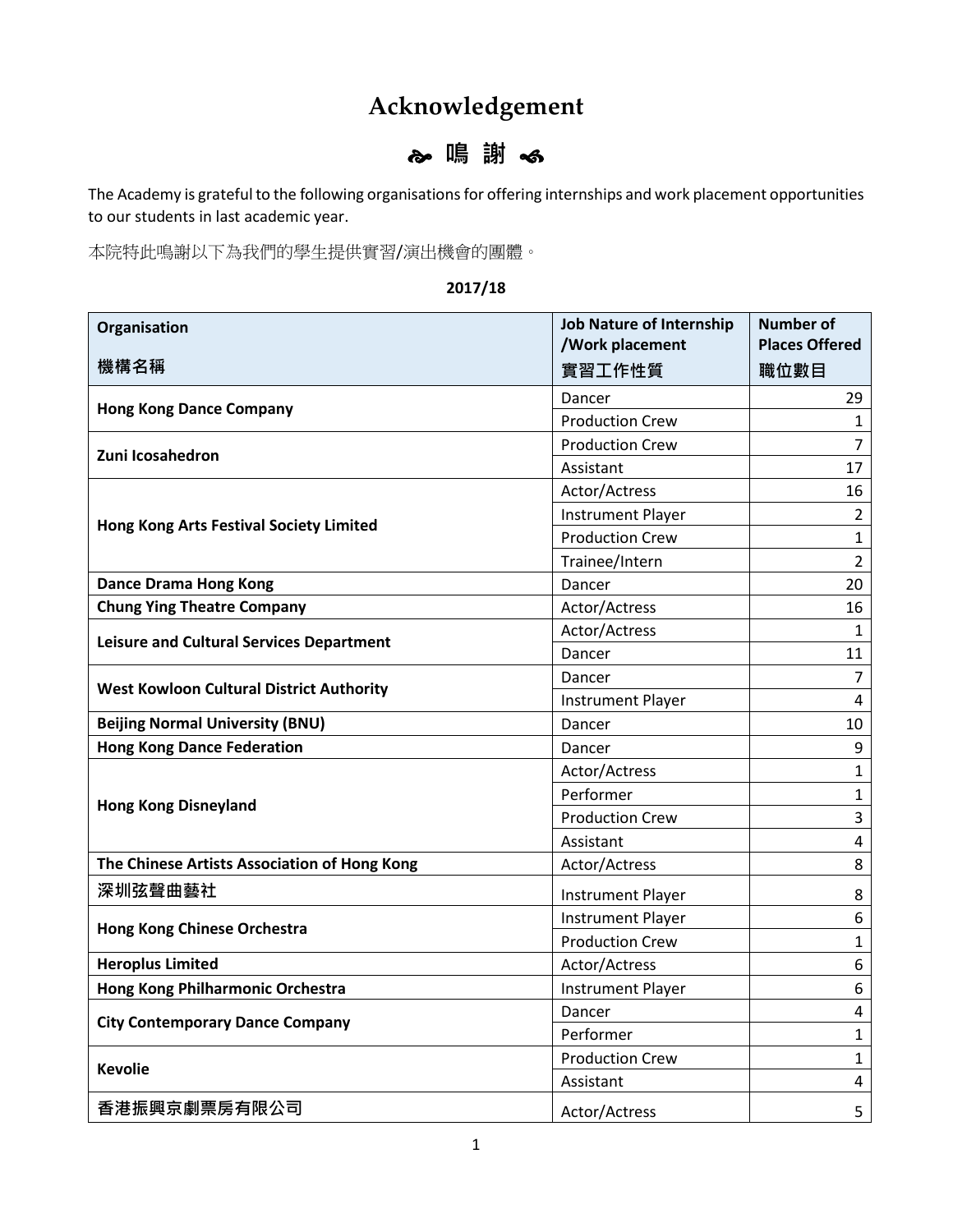# Acknowledgement

## ❧ 鳴 謝 ☙

The Academy is grateful to the following organisations for offering internships and work placement opportunities to our students in last academic year.

本院特此鳴謝以下為我們的學生提供實習/演出機會的團體。

**2017/18**

| Organisation<br>機構名稱 | Job Nature of Internship /Work placement<br>實習工作性質 | Number of Places Offered<br>職位數目 |
|---|---|---|
| **Hong Kong Dance Company** | Dancer | 29 |
| | Production Crew | 1 |
| **Zuni Icosahedron** | Production Crew | 7 |
| | Assistant | 17 |
| **Hong Kong Arts Festival Society Limited** | Actor/Actress | 16 |
| | Instrument Player | 2 |
| | Production Crew | 1 |
| | Trainee/Intern | 2 |
| **Dance Drama Hong Kong** | Dancer | 20 |
| **Chung Ying Theatre Company** | Actor/Actress | 16 |
| **Leisure and Cultural Services Department** | Actor/Actress | 1 |
| | Dancer | 11 |
| **West Kowloon Cultural District Authority** | Dancer | 7 |
| | Instrument Player | 4 |
| **Beijing Normal University (BNU)** | Dancer | 10 |
| **Hong Kong Dance Federation** | Dancer | 9 |
| **Hong Kong Disneyland** | Actor/Actress | 1 |
| | Performer | 1 |
| | Production Crew | 3 |
| | Assistant | 4 |
| **The Chinese Artists Association of Hong Kong** | Actor/Actress | 8 |
| **深圳弦聲曲藝社** | Instrument Player | 8 |
| **Hong Kong Chinese Orchestra** | Instrument Player | 6 |
| | Production Crew | 1 |
| **Heroplus Limited** | Actor/Actress | 6 |
| **Hong Kong Philharmonic Orchestra** | Instrument Player | 6 |
| **City Contemporary Dance Company** | Dancer | 4 |
| | Performer | 1 |
| **Kevolie** | Production Crew | 1 |
| | Assistant | 4 |
| **香港振興京劇票房有限公司** | Actor/Actress | 5 |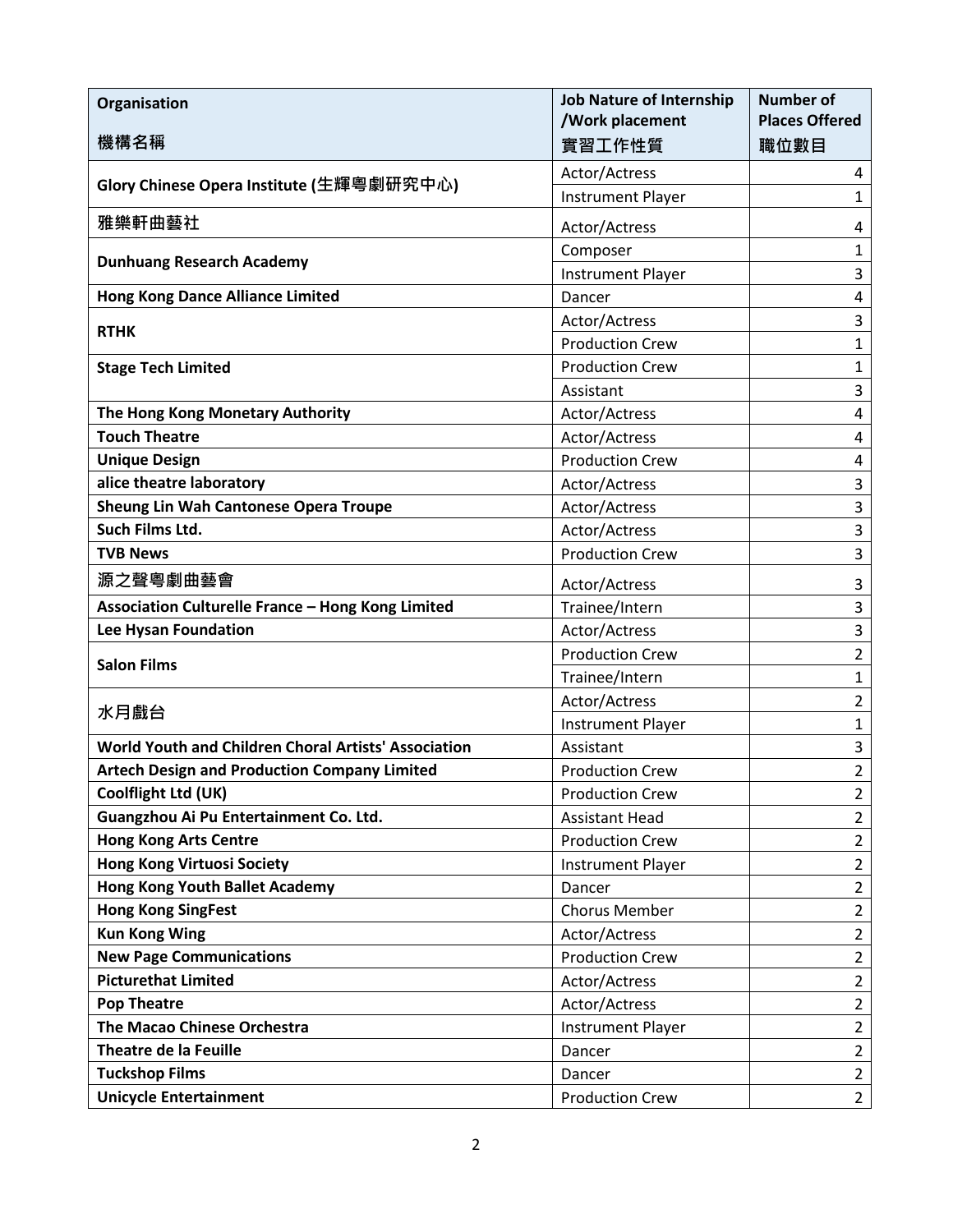| Organisation<br>機構名稱 | Job Nature of Internship /Work placement<br>實習工作性質 | Number of Places Offered<br>職位數目 |
|---|---|---|
| **Glory Chinese Opera Institute (生輝粵劇研究中心)** | Actor/Actress | 4 |
| | Instrument Player | 1 |
| **雅樂軒曲藝社** | Actor/Actress | 4 |
| **Dunhuang Research Academy** | Composer | 1 |
| | Instrument Player | 3 |
| **Hong Kong Dance Alliance Limited** | Dancer | 4 |
| **RTHK** | Actor/Actress | 3 |
| | Production Crew | 1 |
| **Stage Tech Limited** | Production Crew | 1 |
| | Assistant | 3 |
| **The Hong Kong Monetary Authority** | Actor/Actress | 4 |
| **Touch Theatre** | Actor/Actress | 4 |
| **Unique Design** | Production Crew | 4 |
| **alice theatre laboratory** | Actor/Actress | 3 |
| **Sheung Lin Wah Cantonese Opera Troupe** | Actor/Actress | 3 |
| **Such Films Ltd.** | Actor/Actress | 3 |
| **TVB News** | Production Crew | 3 |
| **源之聲粵劇曲藝會** | Actor/Actress | 3 |
| **Association Culturelle France – Hong Kong Limited** | Trainee/Intern | 3 |
| **Lee Hysan Foundation** | Actor/Actress | 3 |
| **Salon Films** | Production Crew | 2 |
| | Trainee/Intern | 1 |
| **水月戲台** | Actor/Actress | 2 |
| | Instrument Player | 1 |
| **World Youth and Children Choral Artists' Association** | Assistant | 3 |
| **Artech Design and Production Company Limited** | Production Crew | 2 |
| **Coolflight Ltd (UK)** | Production Crew | 2 |
| **Guangzhou Ai Pu Entertainment Co. Ltd.** | Assistant Head | 2 |
| **Hong Kong Arts Centre** | Production Crew | 2 |
| **Hong Kong Virtuosi Society** | Instrument Player | 2 |
| **Hong Kong Youth Ballet Academy** | Dancer | 2 |
| **Hong Kong SingFest** | Chorus Member | 2 |
| **Kun Kong Wing** | Actor/Actress | 2 |
| **New Page Communications** | Production Crew | 2 |
| **Picturethat Limited** | Actor/Actress | 2 |
| **Pop Theatre** | Actor/Actress | 2 |
| **The Macao Chinese Orchestra** | Instrument Player | 2 |
| **Theatre de la Feuille** | Dancer | 2 |
| **Tuckshop Films** | Dancer | 2 |
| **Unicycle Entertainment** | Production Crew | 2 |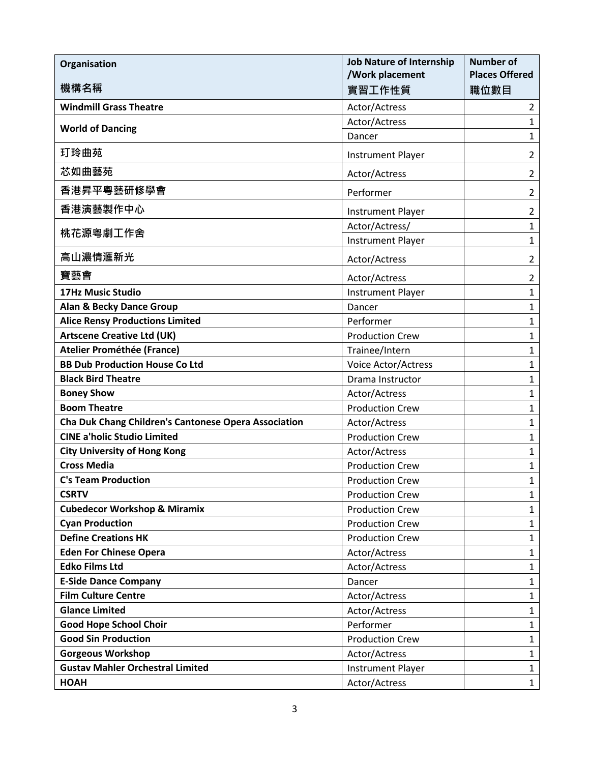| Organisation<br>機構名稱 | Job Nature of Internship /Work placement<br>實習工作性質 | Number of Places Offered<br>職位數目 |
|---|---|---|
| **Windmill Grass Theatre** | Actor/Actress | 2 |
| **World of Dancing** | Actor/Actress | 1 |
| | Dancer | 1 |
| 玎玲曲苑 | Instrument Player | 2 |
| 芯如曲藝苑 | Actor/Actress | 2 |
| 香港昇平粵藝研修學會 | Performer | 2 |
| 香港演藝製作中心 | Instrument Player | 2 |
| 桃花源粵劇工作舍 | Actor/Actress/ | 1 |
| | Instrument Player | 1 |
| 高山濃情滙新光 | Actor/Actress | 2 |
| 寶藝會 | Actor/Actress | 2 |
| **17Hz Music Studio** | Instrument Player | 1 |
| **Alan & Becky Dance Group** | Dancer | 1 |
| **Alice Rensy Productions Limited** | Performer | 1 |
| **Artscene Creative Ltd (UK)** | Production Crew | 1 |
| **Atelier Prométhée (France)** | Trainee/Intern | 1 |
| **BB Dub Production House Co Ltd** | Voice Actor/Actress | 1 |
| **Black Bird Theatre** | Drama Instructor | 1 |
| **Boney Show** | Actor/Actress | 1 |
| **Boom Theatre** | Production Crew | 1 |
| **Cha Duk Chang Children's Cantonese Opera Association** | Actor/Actress | 1 |
| **CINE a'holic Studio Limited** | Production Crew | 1 |
| **City University of Hong Kong** | Actor/Actress | 1 |
| **Cross Media** | Production Crew | 1 |
| **C's Team Production** | Production Crew | 1 |
| **CSRTV** | Production Crew | 1 |
| **Cubedecor Workshop & Miramix** | Production Crew | 1 |
| **Cyan Production** | Production Crew | 1 |
| **Define Creations HK** | Production Crew | 1 |
| **Eden For Chinese Opera** | Actor/Actress | 1 |
| **Edko Films Ltd** | Actor/Actress | 1 |
| **E-Side Dance Company** | Dancer | 1 |
| **Film Culture Centre** | Actor/Actress | 1 |
| **Glance Limited** | Actor/Actress | 1 |
| **Good Hope School Choir** | Performer | 1 |
| **Good Sin Production** | Production Crew | 1 |
| **Gorgeous Workshop** | Actor/Actress | 1 |
| **Gustav Mahler Orchestral Limited** | Instrument Player | 1 |
| **HOAH** | Actor/Actress | 1 |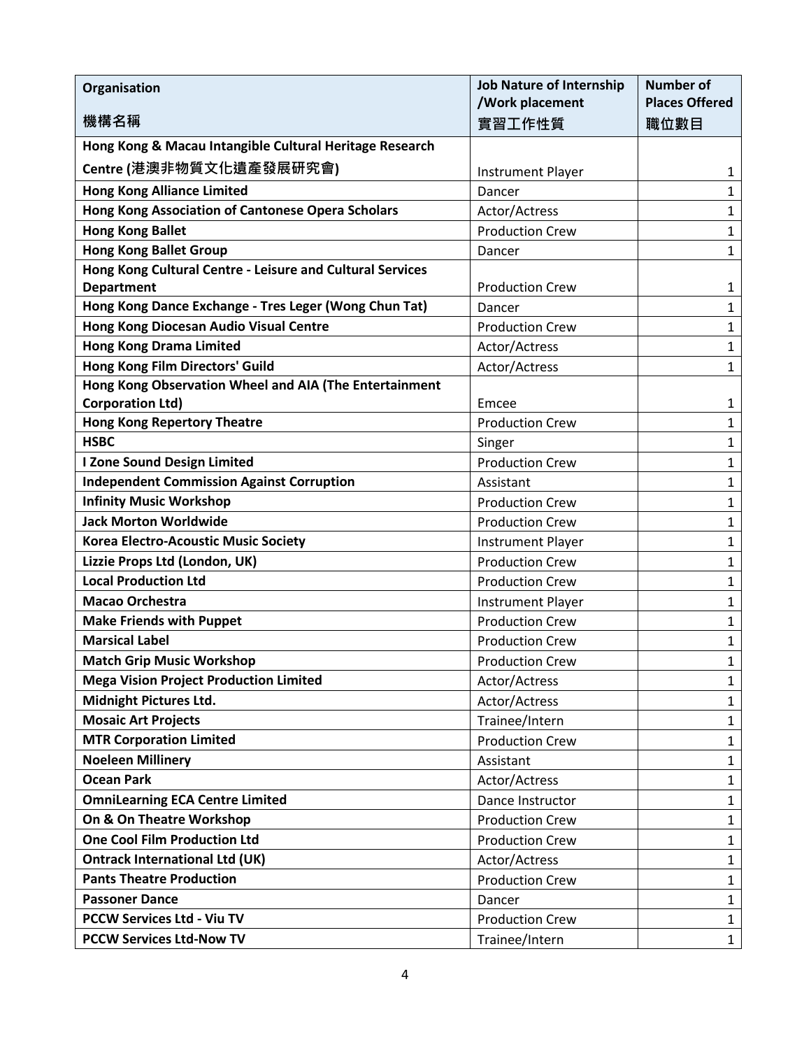| Organisation<br>機構名稱 | Job Nature of Internship /Work placement<br>實習工作性質 | Number of Places Offered<br>職位數目 |
|---|---|---|
| **Hong Kong & Macau Intangible Cultural Heritage Research Centre (港澳非物質文化遺產發展研究會)** | Instrument Player | 1 |
| **Hong Kong Alliance Limited** | Dancer | 1 |
| **Hong Kong Association of Cantonese Opera Scholars** | Actor/Actress | 1 |
| **Hong Kong Ballet** | Production Crew | 1 |
| **Hong Kong Ballet Group** | Dancer | 1 |
| **Hong Kong Cultural Centre - Leisure and Cultural Services Department** | Production Crew | 1 |
| **Hong Kong Dance Exchange - Tres Leger (Wong Chun Tat)** | Dancer | 1 |
| **Hong Kong Diocesan Audio Visual Centre** | Production Crew | 1 |
| **Hong Kong Drama Limited** | Actor/Actress | 1 |
| **Hong Kong Film Directors' Guild** | Actor/Actress | 1 |
| **Hong Kong Observation Wheel and AIA (The Entertainment Corporation Ltd)** | Emcee | 1 |
| **Hong Kong Repertory Theatre** | Production Crew | 1 |
| **HSBC** | Singer | 1 |
| **I Zone Sound Design Limited** | Production Crew | 1 |
| **Independent Commission Against Corruption** | Assistant | 1 |
| **Infinity Music Workshop** | Production Crew | 1 |
| **Jack Morton Worldwide** | Production Crew | 1 |
| **Korea Electro-Acoustic Music Society** | Instrument Player | 1 |
| **Lizzie Props Ltd (London, UK)** | Production Crew | 1 |
| **Local Production Ltd** | Production Crew | 1 |
| **Macao Orchestra** | Instrument Player | 1 |
| **Make Friends with Puppet** | Production Crew | 1 |
| **Marsical Label** | Production Crew | 1 |
| **Match Grip Music Workshop** | Production Crew | 1 |
| **Mega Vision Project Production Limited** | Actor/Actress | 1 |
| **Midnight Pictures Ltd.** | Actor/Actress | 1 |
| **Mosaic Art Projects** | Trainee/Intern | 1 |
| **MTR Corporation Limited** | Production Crew | 1 |
| **Noeleen Millinery** | Assistant | 1 |
| **Ocean Park** | Actor/Actress | 1 |
| **OmniLearning ECA Centre Limited** | Dance Instructor | 1 |
| **On & On Theatre Workshop** | Production Crew | 1 |
| **One Cool Film Production Ltd** | Production Crew | 1 |
| **Ontrack International Ltd (UK)** | Actor/Actress | 1 |
| **Pants Theatre Production** | Production Crew | 1 |
| **Passoner Dance** | Dancer | 1 |
| **PCCW Services Ltd - Viu TV** | Production Crew | 1 |
| **PCCW Services Ltd-Now TV** | Trainee/Intern | 1 |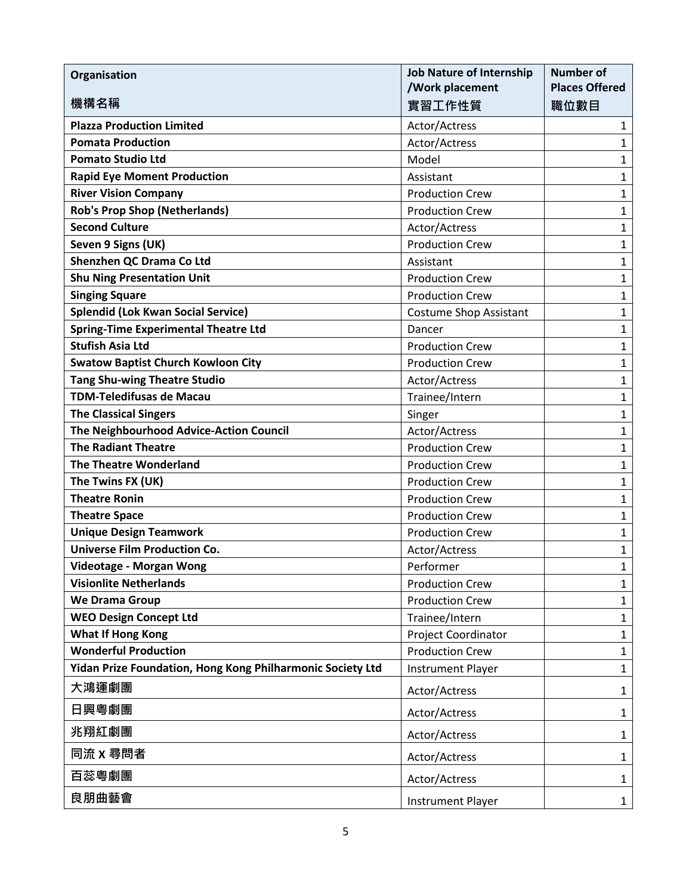| Organisation<br>機構名稱 | Job Nature of Internship /Work placement<br>實習工作性質 | Number of Places Offered<br>職位數目 |
|---|---|---|
| **Plazza Production Limited** | Actor/Actress | 1 |
| **Pomata Production** | Actor/Actress | 1 |
| **Pomato Studio Ltd** | Model | 1 |
| **Rapid Eye Moment Production** | Assistant | 1 |
| **River Vision Company** | Production Crew | 1 |
| **Rob's Prop Shop (Netherlands)** | Production Crew | 1 |
| **Second Culture** | Actor/Actress | 1 |
| **Seven 9 Signs (UK)** | Production Crew | 1 |
| **Shenzhen QC Drama Co Ltd** | Assistant | 1 |
| **Shu Ning Presentation Unit** | Production Crew | 1 |
| **Singing Square** | Production Crew | 1 |
| **Splendid (Lok Kwan Social Service)** | Costume Shop Assistant | 1 |
| **Spring-Time Experimental Theatre Ltd** | Dancer | 1 |
| **Stufish Asia Ltd** | Production Crew | 1 |
| **Swatow Baptist Church Kowloon City** | Production Crew | 1 |
| **Tang Shu-wing Theatre Studio** | Actor/Actress | 1 |
| **TDM-Teledifusas de Macau** | Trainee/Intern | 1 |
| **The Classical Singers** | Singer | 1 |
| **The Neighbourhood Advice-Action Council** | Actor/Actress | 1 |
| **The Radiant Theatre** | Production Crew | 1 |
| **The Theatre Wonderland** | Production Crew | 1 |
| **The Twins FX (UK)** | Production Crew | 1 |
| **Theatre Ronin** | Production Crew | 1 |
| **Theatre Space** | Production Crew | 1 |
| **Unique Design Teamwork** | Production Crew | 1 |
| **Universe Film Production Co.** | Actor/Actress | 1 |
| **Videotage - Morgan Wong** | Performer | 1 |
| **Visionlite Netherlands** | Production Crew | 1 |
| **We Drama Group** | Production Crew | 1 |
| **WEO Design Concept Ltd** | Trainee/Intern | 1 |
| **What If Hong Kong** | Project Coordinator | 1 |
| **Wonderful Production** | Production Crew | 1 |
| **Yidan Prize Foundation, Hong Kong Philharmonic Society Ltd** | Instrument Player | 1 |
| **大鴻運劇團** | Actor/Actress | 1 |
| **日興粵劇團** | Actor/Actress | 1 |
| **兆翔紅劇團** | Actor/Actress | 1 |
| **同流 X 尋問者** | Actor/Actress | 1 |
| **百蕊粵劇團** | Actor/Actress | 1 |
| **良朋曲藝會** | Instrument Player | 1 |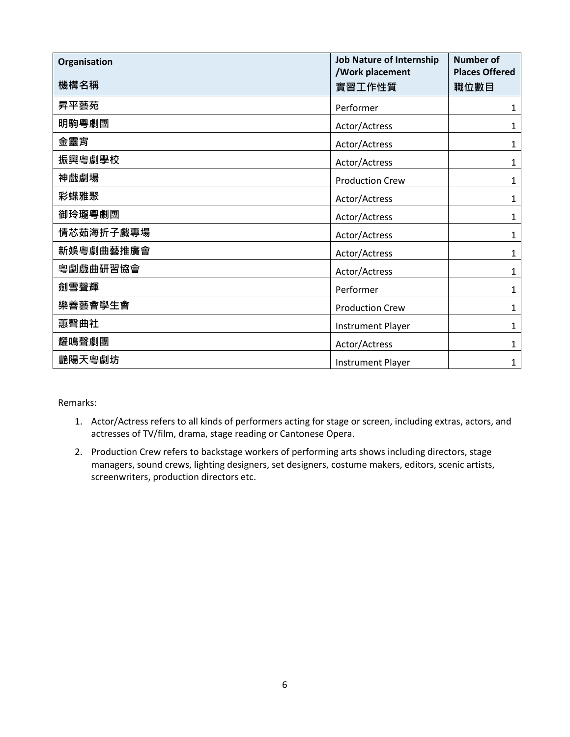| Organisation<br>機構名稱 | Job Nature of Internship /Work placement<br>實習工作性質 | Number of Places Offered<br>職位數目 |
|---|---|---|
| 昇平藝苑 | Performer | 1 |
| 明駒粵劇團 | Actor/Actress | 1 |
| 金靈宵 | Actor/Actress | 1 |
| 振興粵劇學校 | Actor/Actress | 1 |
| 神戲劇場 | Production Crew | 1 |
| 彩蝶雅聚 | Actor/Actress | 1 |
| 御玲瓏粵劇團 | Actor/Actress | 1 |
| 情芯茹海折子戲專場 | Actor/Actress | 1 |
| 新娛粵劇曲藝推廣會 | Actor/Actress | 1 |
| 粵劇戲曲研習協會 | Actor/Actress | 1 |
| 劍雪聲輝 | Performer | 1 |
| 樂善藝會學生會 | Production Crew | 1 |
| 蕙聲曲社 | Instrument Player | 1 |
| 耀鳴聲劇團 | Actor/Actress | 1 |
| 艷陽天粵劇坊 | Instrument Player | 1 |

Remarks:

1. Actor/Actress refers to all kinds of performers acting for stage or screen, including extras, actors, and actresses of TV/film, drama, stage reading or Cantonese Opera.
2. Production Crew refers to backstage workers of performing arts shows including directors, stage managers, sound crews, lighting designers, set designers, costume makers, editors, scenic artists, screenwriters, production directors etc.